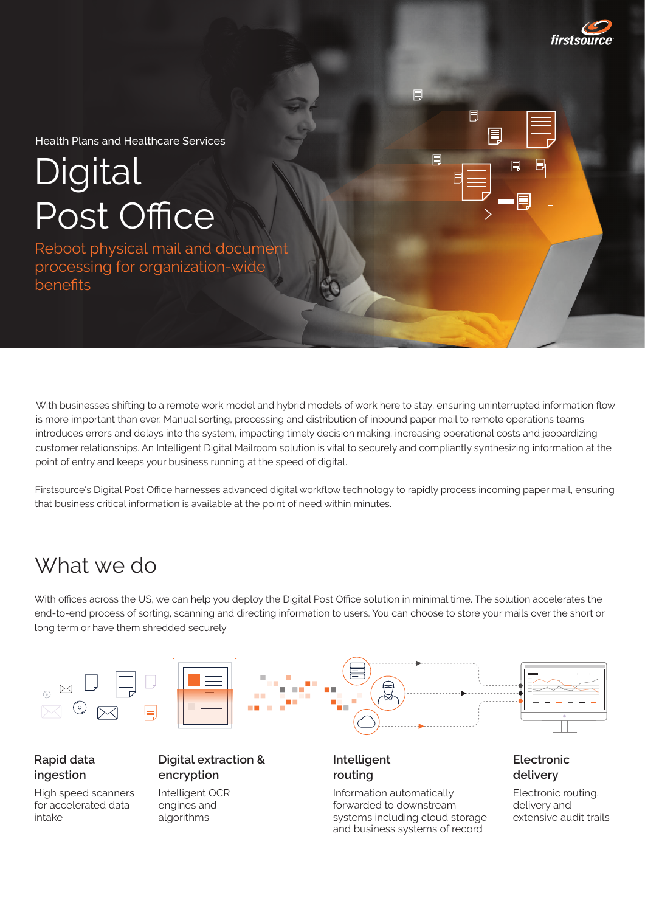Health Plans and Healthcare Services

# Digital Post Office

Reboot physical mail and document processing for organization-wide benefits

With businesses shifting to a remote work model and hybrid models of work here to stay, ensuring uninterrupted information flow is more important than ever. Manual sorting, processing and distribution of inbound paper mail to remote operations teams introduces errors and delays into the system, impacting timely decision making, increasing operational costs and jeopardizing customer relationships. An Intelligent Digital Mailroom solution is vital to securely and compliantly synthesizing information at the point of entry and keeps your business running at the speed of digital.

Firstsource's Digital Post Office harnesses advanced digital workflow technology to rapidly process incoming paper mail, ensuring that business critical information is available at the point of need within minutes.

## What we do

With offices across the US, we can help you deploy the Digital Post Office solution in minimal time. The solution accelerates the end-to-end process of sorting, scanning and directing information to users. You can choose to store your mails over the short or long term or have them shredded securely.

### Rapid data ingestion

High speed scanners for accelerated data intake

### Digital extraction & encryption

Intelligent OCR engines and algorithms

### Intelligent routing

Information automatically forwarded to downstream systems including cloud storage and business systems of record

### Electronic delivery

Electronic routing, delivery and extensive audit trails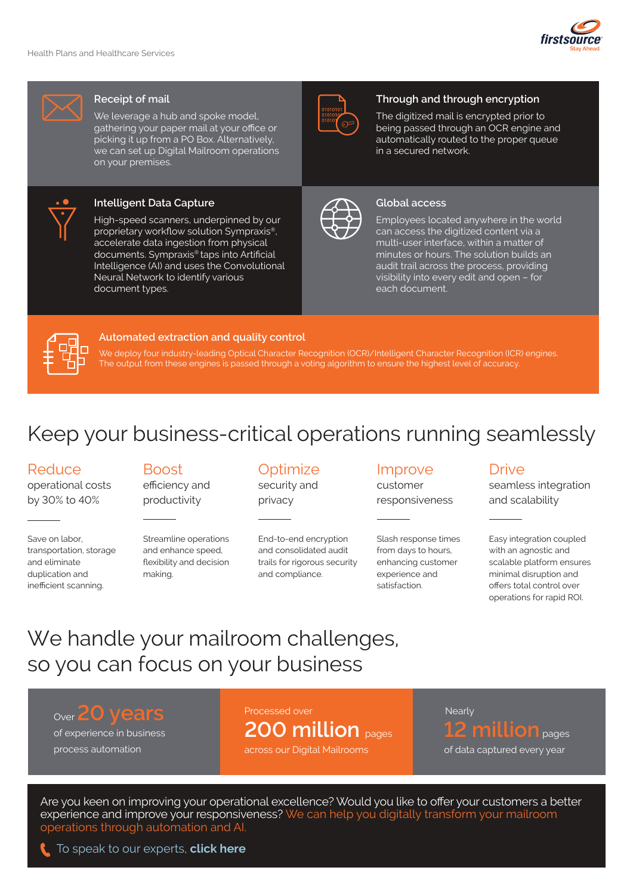### Receipt of mail

We leverage a hub and spoke model, gathering your paper mail at your office or picking it up from a PO Box. Alternatively, we can set up Digital Mailroom operations on your premises.

### Through and through encryption

The digitized mail is encrypted prior to being passed through an OCR engine and automatically routed to the proper queue in a secured network.

### Intelligent Data Capture

High-speed scanners, underpinned by our proprietary workflow solution Sympraxis®, accelerate data ingestion from physical documents. Sympraxis® taps into Artificial Intelligence (AI) and uses the Convolutional Neural Network to identify various document types.

### Global access

Employees located anywhere in the world can access the digitized content via a multi-user interface, within a matter of minutes or hours. The solution builds an audit trail across the process, providing visibility into every edit and open – for each document.

### Automated extraction and quality control

We deploy four industry-leading Optical Character Recognition (OCR)/Intelligent Character Recognition (ICR) engines. The output from these engines is passed through a voting algorithm to ensure the highest level of accuracy.

## Keep your business-critical operations running seamlessly

**Reduce** operational costs by 30% to 40%

Save on labor, transportation, storage and eliminate duplication and inefficient scanning.

**Boost** efficiency and productivity

Streamline operations and enhance speed, flexibility and decision making.

**Optimize** security and privacy

End-to-end encryption and consolidated audit trails for rigorous security and compliance.

**Improve** customer responsiveness

Slash response times from days to hours, enhancing customer experience and satisfaction.

**Drive** seamless integration and scalability

Easy integration coupled with an agnostic and scalable platform ensures minimal disruption and offers total control over operations for rapid ROI.

## We handle your mailroom challenges, so you can focus on your business

Over **20 years** of experience in business process automation

Processed over **200 million** pages across our Digital Mailrooms

Nearly **12 million** pages of data captured every year

Are you keen on improving your operational excellence? Would you like to offer your customers a better experience and improve your responsiveness? We can help you digitally transform your mailroom operations through automation and AI.

To speak to our experts, **click here**